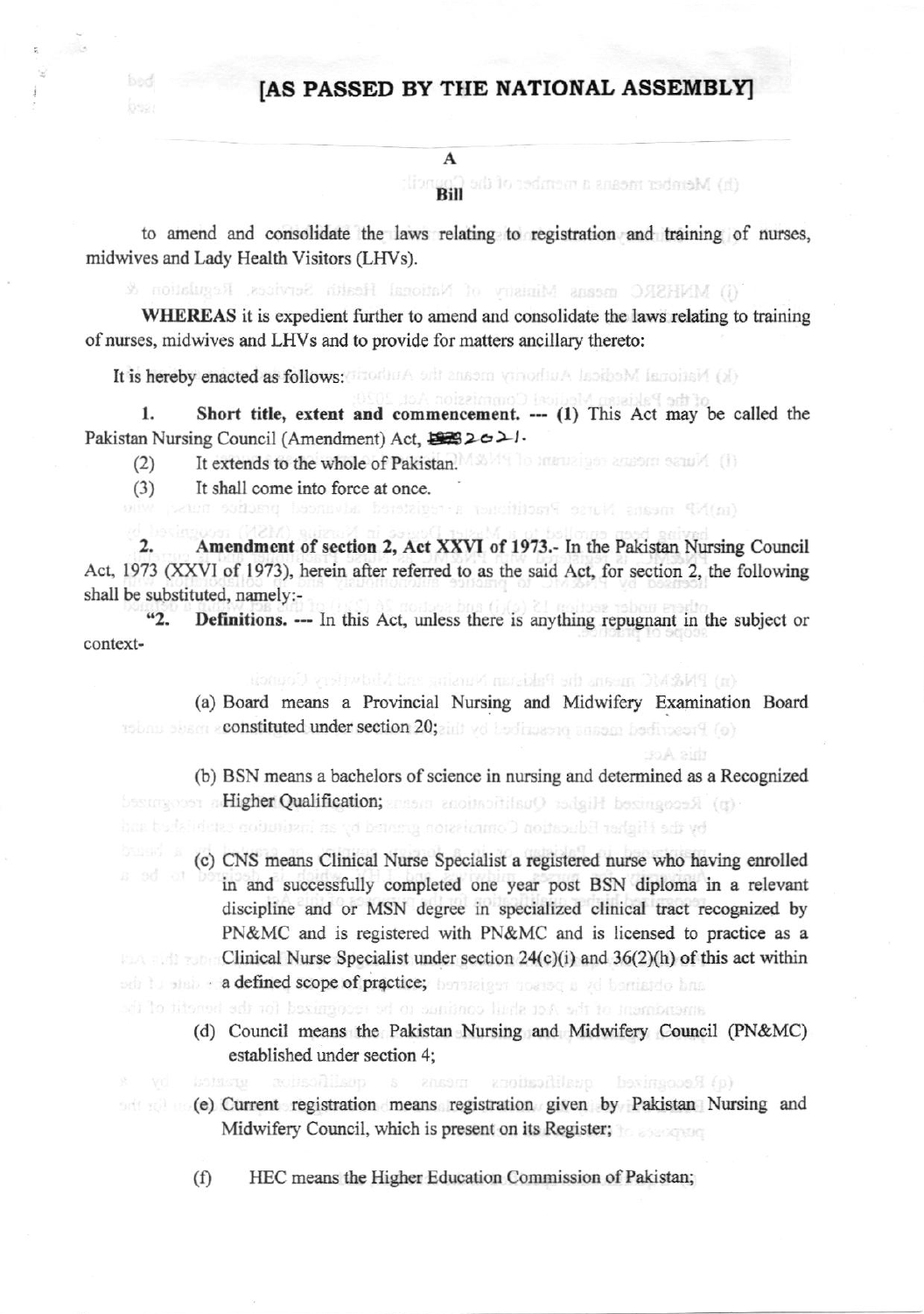# [AS PASSED BY THE NATIONAL ASSEMBLY]

## A

## Bill

to amend and consolidate the laws relating to registration and training of nurses, midwives and Lady Health Visitors (LHVs).

WHEREAS it is expedient further to amend and consolidate the laws relating to training of nurses, midwives and LHVs and to provide for matters ancillary thereto:

It is hereby enacted as follows:

1. **Short title, extent and commencement.** --- (1) This Act may be called the Pakistan Nursing Council (Amendment) Act, 2021.

(2) It extends to the whole of Pakistan.

(3) It shall come into force at once.

2. **Amendment of section 2, Act XXVI of 1973.**- In the Pakistan Nursing Council Act, 1973 (XXVI of 1973), herein after referred to as the said Act, for section 2, the following shall be substituted, namely:-

"2. **Definitions.** --- In this Act, unless there is anything repugnant in the subject or context-

(a) Board means a Provincial Nursing and Midwifery Examination Board constituted under section 20;

(b) BSN means a bachelors of science in nursing and determined as a Recognized Higher Qualification;

(c) CNS means Clinical Nurse Specialist a registered nurse who having enrolled in and successfully completed one year post BSN diploma in a relevant discipline and or MSN degree in specialized clinical tract recognized by PN&MC and is registered with PN&MC and is licensed to practice as a Clinical Nurse Specialist under section 24(c)(i) and 36(2)(h) of this act within a defined scope of practice;

(d) Council means the Pakistan Nursing and Midwifery Council (PN&MC) established under section 4;

(e) Current registration means registration given by Pakistan Nursing and Midwifery Council, which is present on its Register;

(f) HEC means the Higher Education Commission of Pakistan;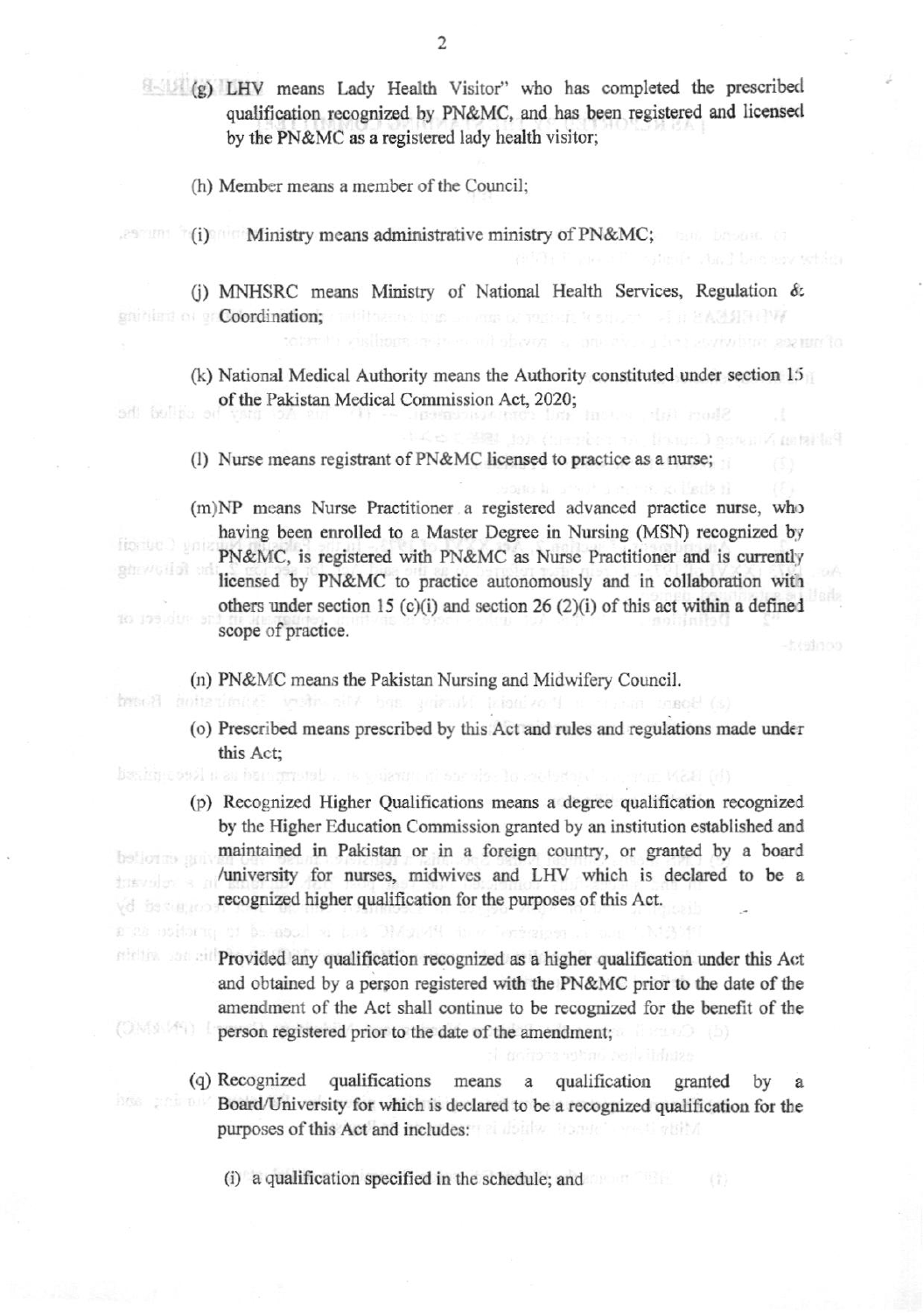(g) LHV means Lady Health Visitor" who has completed the prescribed qualification recognized by PN&MC, and has been registered and licensed by the PN&MC as a registered lady health visitor;

(h) Member means a member of the Council;

(i) Ministry means administrative ministry of PN&MC;

(j) MNHSRC means Ministry of National Health Services, Regulation & Coordination;

(k) National Medical Authority means the Authority constituted under section 15 of the Pakistan Medical Commission Act, 2020;

(l) Nurse means registrant of PN&MC licensed to practice as a nurse;

(m)NP means Nurse Practitioner a registered advanced practice nurse, who having been enrolled to a Master Degree in Nursing (MSN) recognized by PN&MC, is registered with PN&MC as Nurse Practitioner and is currently licensed by PN&MC to practice autonomously and in collaboration with others under section 15 (c)(i) and section 26 (2)(i) of this act within a defined scope of practice.

(n) PN&MC means the Pakistan Nursing and Midwifery Council.

(o) Prescribed means prescribed by this Act and rules and regulations made under this Act;

(p) Recognized Higher Qualifications means a degree qualification recognized by the Higher Education Commission granted by an institution established and maintained in Pakistan or in a foreign country, or granted by a board /university for nurses, midwives and LHV which is declared to be a recognized higher qualification for the purposes of this Act.

Provided any qualification recognized as a higher qualification under this Act and obtained by a person registered with the PN&MC prior to the date of the amendment of the Act shall continue to be recognized for the benefit of the person registered prior to the date of the amendment;

(q) Recognized qualifications means a qualification granted by a Board/University for which is declared to be a recognized qualification for the purposes of this Act and includes:

(i) a qualification specified in the schedule; and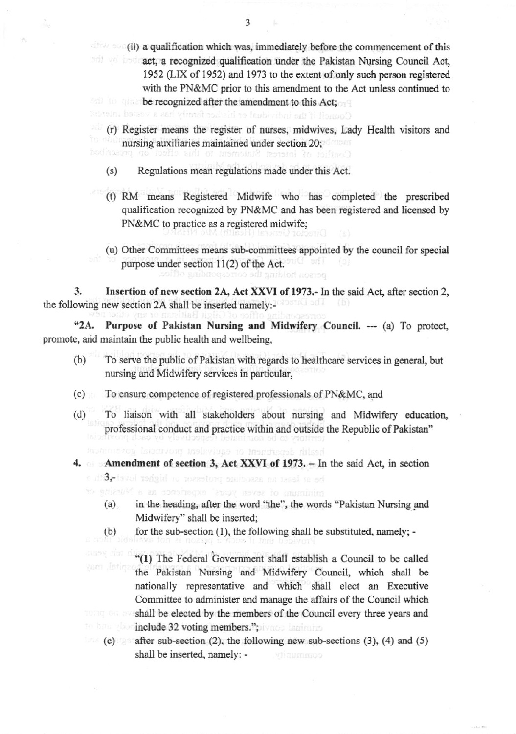(ii) a qualification which was, immediately before the commencement of this act, a recognized qualification under the Pakistan Nursing Council Act, 1952 (LIX of 1952) and 1973 to the extent of only such person registered with the PN&MC prior to this amendment to the Act unless continued to be recognized after the amendment to this Act;

(r) Register means the register of nurses, midwives, Lady Health visitors and nursing auxiliaries maintained under section 20;

(s) Regulations mean regulations made under this Act.

(t) RM means Registered Midwife who has completed the prescribed qualification recognized by PN&MC and has been registered and licensed by PN&MC to practice as a registered midwife;

(u) Other Committees means sub-committees appointed by the council for special purpose under section 11(2) of the Act.

**3. Insertion of new section 2A, Act XXVI of 1973.-** In the said Act, after section 2, the following new section 2A shall be inserted namely:-

**"2A. Purpose of Pakistan Nursing and Midwifery Council.** --- (a) To protect, promote, and maintain the public health and wellbeing,

(b) To serve the public of Pakistan with regards to healthcare services in general, but nursing and Midwifery services in particular,

(c) To ensure competence of registered professionals of PN&MC, and

(d) To liaison with all stakeholders about nursing and Midwifery education, professional conduct and practice within and outside the Republic of Pakistan"

**4. Amendment of section 3, Act XXVI of 1973. –** In the said Act, in section 3,-

(a) in the heading, after the word "the", the words "Pakistan Nursing and Midwifery" shall be inserted;

(b) for the sub-section (1), the following shall be substituted, namely; -

"(1) The Federal Government shall establish a Council to be called the Pakistan Nursing and Midwifery Council, which shall be nationally representative and which shall elect an Executive Committee to administer and manage the affairs of the Council which shall be elected by the members of the Council every three years and include 32 voting members.";

(c) after sub-section (2), the following new sub-sections (3), (4) and (5) shall be inserted, namely: -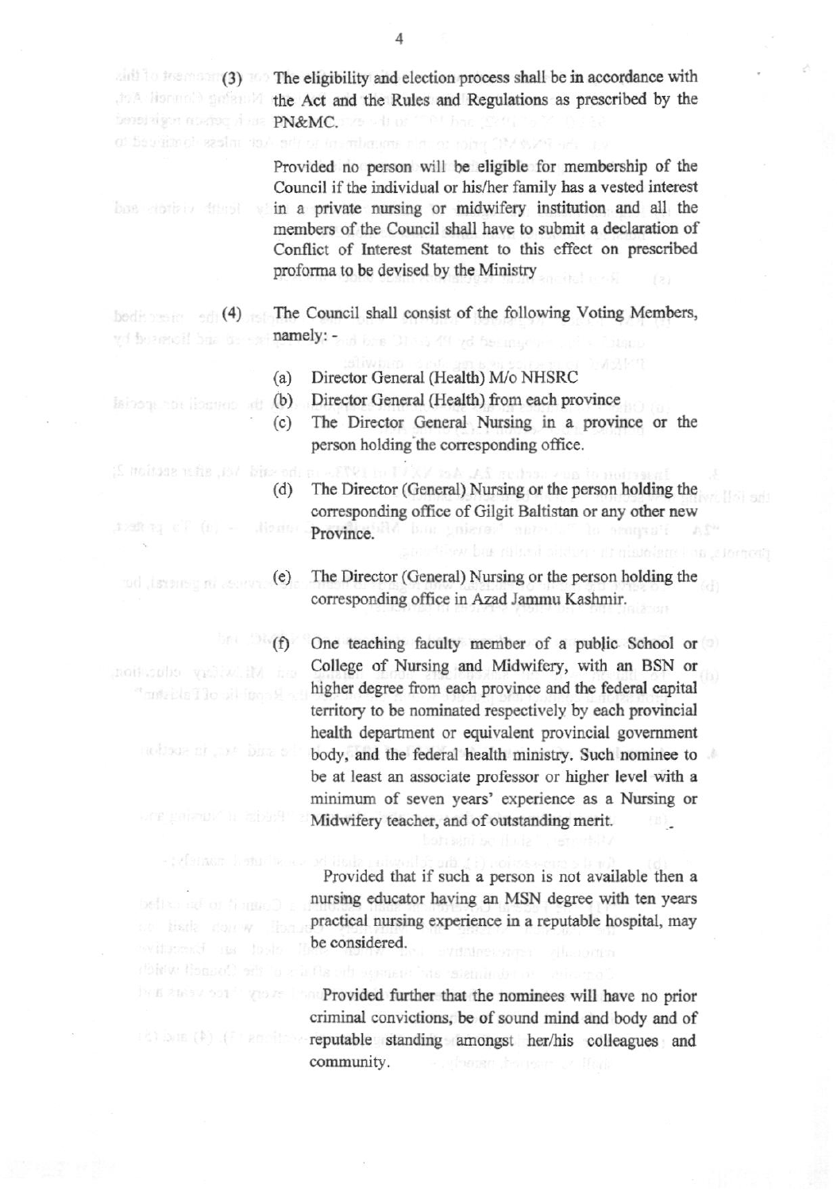(3) The eligibility and election process shall be in accordance with the Act and the Rules and Regulations as prescribed by the PN&MC.

Provided no person will be eligible for membership of the Council if the individual or his/her family has a vested interest in a private nursing or midwifery institution and all the members of the Council shall have to submit a declaration of Conflict of Interest Statement to this effect on prescribed proforma to be devised by the Ministry

(4) The Council shall consist of the following Voting Members, namely: -

- (a) Director General (Health) M/o NHSRC
- (b) Director General (Health) from each province
- (c) The Director General Nursing in a province or the person holding the corresponding office.
- (d) The Director (General) Nursing or the person holding the corresponding office of Gilgit Baltistan or any other new Province.
- (e) The Director (General) Nursing or the person holding the corresponding office in Azad Jammu Kashmir.
- (f) One teaching faculty member of a public School or College of Nursing and Midwifery, with an BSN or higher degree from each province and the federal capital territory to be nominated respectively by each provincial health department or equivalent provincial government body, and the federal health ministry. Such nominee to be at least an associate professor or higher level with a minimum of seven years' experience as a Nursing or Midwifery teacher, and of outstanding merit.

Provided that if such a person is not available then a nursing educator having an MSN degree with ten years practical nursing experience in a reputable hospital, may be considered.

Provided further that the nominees will have no prior criminal convictions, be of sound mind and body and of reputable standing amongst her/his colleagues and community.